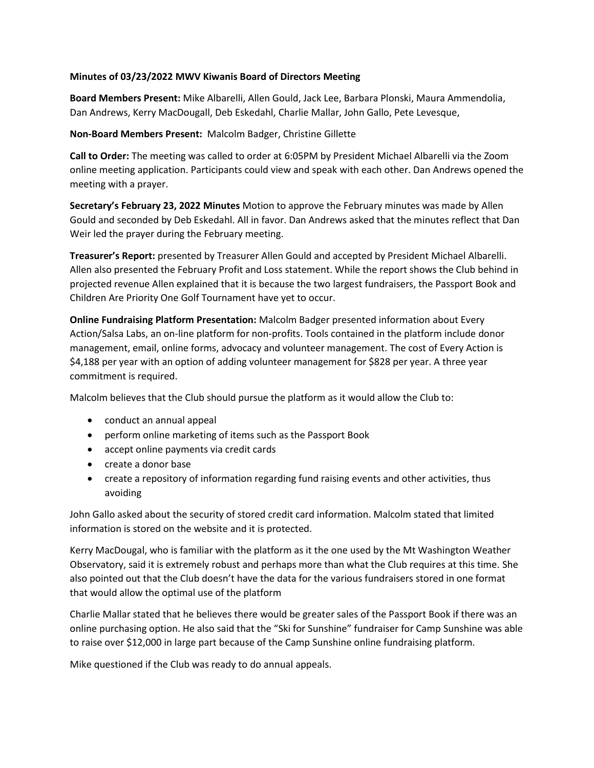**Minutes of 03/23/2022 MWV Kiwanis Board of Directors Meeting**

**Board Members Present:** Mike Albarelli, Allen Gould, Jack Lee, Barbara Plonski, Maura Ammendolia, Dan Andrews, Kerry MacDougall, Deb Eskedahl, Charlie Mallar, John Gallo, Pete Levesque,

**Non-Board Members Present:** Malcolm Badger, Christine Gillette

**Call to Order:** The meeting was called to order at 6:05PM by President Michael Albarelli via the Zoom online meeting application. Participants could view and speak with each other. Dan Andrews opened the meeting with a prayer.

**Secretary's February 23, 2022 Minutes** Motion to approve the February minutes was made by Allen Gould and seconded by Deb Eskedahl. All in favor. Dan Andrews asked that the minutes reflect that Dan Weir led the prayer during the February meeting.

**Treasurer's Report:** presented by Treasurer Allen Gould and accepted by President Michael Albarelli. Allen also presented the February Profit and Loss statement. While the report shows the Club behind in projected revenue Allen explained that it is because the two largest fundraisers, the Passport Book and Children Are Priority One Golf Tournament have yet to occur.

**Online Fundraising Platform Presentation:** Malcolm Badger presented information about Every Action/Salsa Labs, an on-line platform for non-profits. Tools contained in the platform include donor management, email, online forms, advocacy and volunteer management. The cost of Every Action is $4,188 per year with an option of adding volunteer management for $828 per year. A three year commitment is required.

Malcolm believes that the Club should pursue the platform as it would allow the Club to:

- conduct an annual appeal
- perform online marketing of items such as the Passport Book
- accept online payments via credit cards
- create a donor base
- create a repository of information regarding fund raising events and other activities, thus avoiding

John Gallo asked about the security of stored credit card information. Malcolm stated that limited information is stored on the website and it is protected.

Kerry MacDougal, who is familiar with the platform as it the one used by the Mt Washington Weather Observatory, said it is extremely robust and perhaps more than what the Club requires at this time. She also pointed out that the Club doesn't have the data for the various fundraisers stored in one format that would allow the optimal use of the platform

Charlie Mallar stated that he believes there would be greater sales of the Passport Book if there was an online purchasing option. He also said that the "Ski for Sunshine" fundraiser for Camp Sunshine was able to raise over $12,000 in large part because of the Camp Sunshine online fundraising platform.

Mike questioned if the Club was ready to do annual appeals.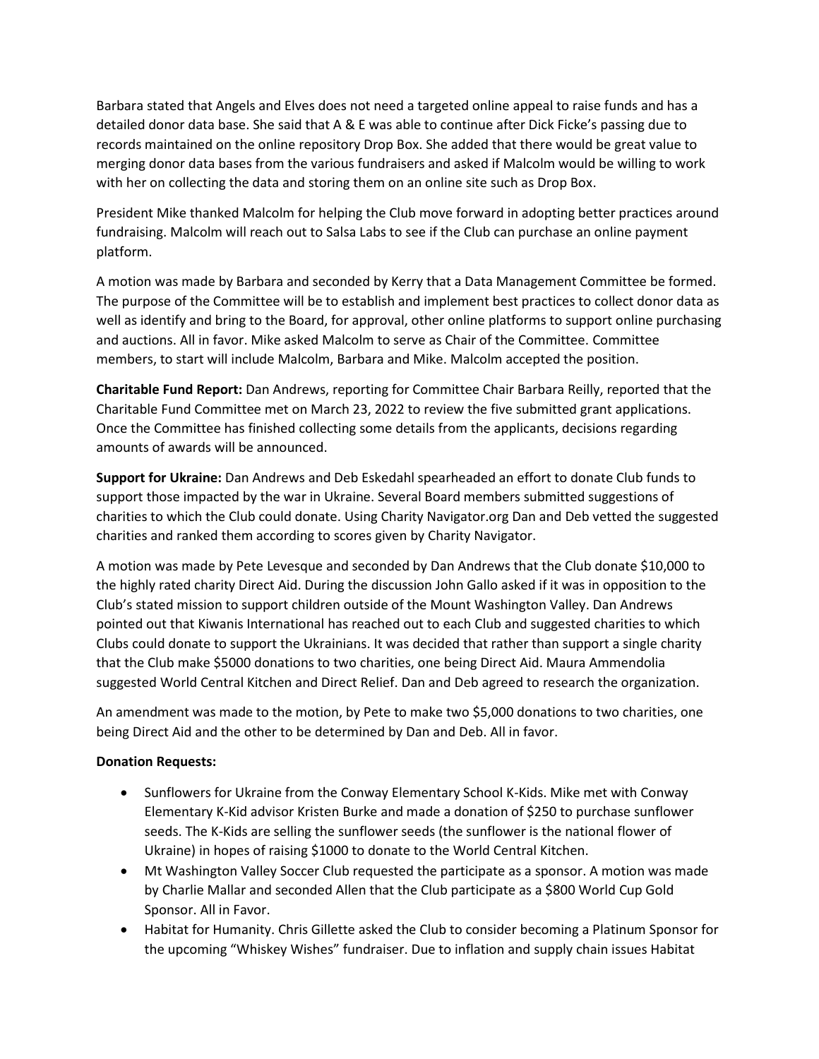Barbara stated that Angels and Elves does not need a targeted online appeal to raise funds and has a detailed donor data base. She said that A & E was able to continue after Dick Ficke's passing due to records maintained on the online repository Drop Box. She added that there would be great value to merging donor data bases from the various fundraisers and asked if Malcolm would be willing to work with her on collecting the data and storing them on an online site such as Drop Box.

President Mike thanked Malcolm for helping the Club move forward in adopting better practices around fundraising. Malcolm will reach out to Salsa Labs to see if the Club can purchase an online payment platform.

A motion was made by Barbara and seconded by Kerry that a Data Management Committee be formed. The purpose of the Committee will be to establish and implement best practices to collect donor data as well as identify and bring to the Board, for approval, other online platforms to support online purchasing and auctions. All in favor. Mike asked Malcolm to serve as Chair of the Committee. Committee members, to start will include Malcolm, Barbara and Mike. Malcolm accepted the position.

**Charitable Fund Report:** Dan Andrews, reporting for Committee Chair Barbara Reilly, reported that the Charitable Fund Committee met on March 23, 2022 to review the five submitted grant applications. Once the Committee has finished collecting some details from the applicants, decisions regarding amounts of awards will be announced.

**Support for Ukraine:** Dan Andrews and Deb Eskedahl spearheaded an effort to donate Club funds to support those impacted by the war in Ukraine. Several Board members submitted suggestions of charities to which the Club could donate. Using Charity Navigator.org Dan and Deb vetted the suggested charities and ranked them according to scores given by Charity Navigator.

A motion was made by Pete Levesque and seconded by Dan Andrews that the Club donate $10,000 to the highly rated charity Direct Aid. During the discussion John Gallo asked if it was in opposition to the Club's stated mission to support children outside of the Mount Washington Valley. Dan Andrews pointed out that Kiwanis International has reached out to each Club and suggested charities to which Clubs could donate to support the Ukrainians. It was decided that rather than support a single charity that the Club make $5000 donations to two charities, one being Direct Aid. Maura Ammendolia suggested World Central Kitchen and Direct Relief. Dan and Deb agreed to research the organization.

An amendment was made to the motion, by Pete to make two $5,000 donations to two charities, one being Direct Aid and the other to be determined by Dan and Deb. All in favor.

**Donation Requests:**

- Sunflowers for Ukraine from the Conway Elementary School K-Kids. Mike met with Conway Elementary K-Kid advisor Kristen Burke and made a donation of $250 to purchase sunflower seeds. The K-Kids are selling the sunflower seeds (the sunflower is the national flower of Ukraine) in hopes of raising $1000 to donate to the World Central Kitchen.
- Mt Washington Valley Soccer Club requested the participate as a sponsor. A motion was made by Charlie Mallar and seconded Allen that the Club participate as a $800 World Cup Gold Sponsor. All in Favor.
- Habitat for Humanity. Chris Gillette asked the Club to consider becoming a Platinum Sponsor for the upcoming "Whiskey Wishes" fundraiser. Due to inflation and supply chain issues Habitat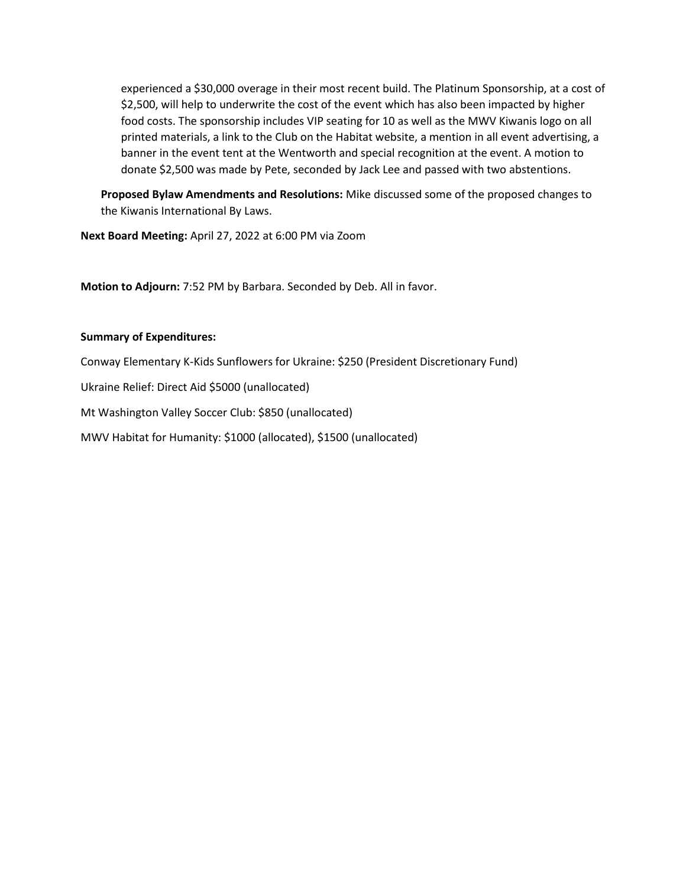experienced a $30,000 overage in their most recent build. The Platinum Sponsorship, at a cost of $2,500, will help to underwrite the cost of the event which has also been impacted by higher food costs. The sponsorship includes VIP seating for 10 as well as the MWV Kiwanis logo on all printed materials, a link to the Club on the Habitat website, a mention in all event advertising, a banner in the event tent at the Wentworth and special recognition at the event. A motion to donate $2,500 was made by Pete, seconded by Jack Lee and passed with two abstentions.

**Proposed Bylaw Amendments and Resolutions:** Mike discussed some of the proposed changes to the Kiwanis International By Laws.

**Next Board Meeting:** April 27, 2022 at 6:00 PM via Zoom

**Motion to Adjourn:** 7:52 PM by Barbara. Seconded by Deb. All in favor.

**Summary of Expenditures:**

Conway Elementary K-Kids Sunflowers for Ukraine: $250 (President Discretionary Fund)

Ukraine Relief: Direct Aid $5000 (unallocated)

Mt Washington Valley Soccer Club: $850 (unallocated)

MWV Habitat for Humanity: $1000 (allocated), $1500 (unallocated)